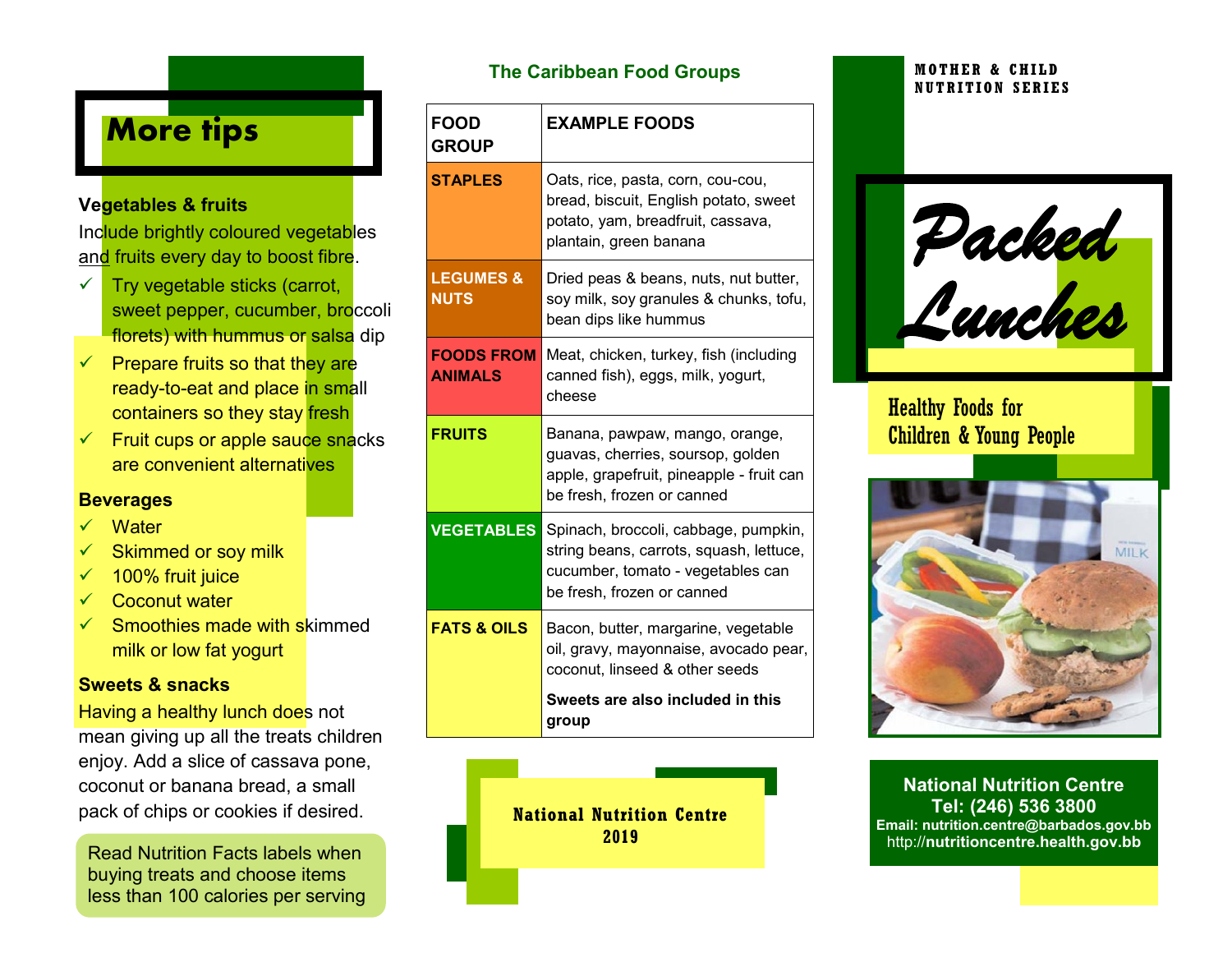# More tips

### Vegetables & fruits

Include brightly coloured vegetables and fruits every day to boost fibre.

- ✓ Try vegetable sticks (carrot, sweet pepper, cucumber, broccoli florets) with hummus or salsa dip
- ✓ Prepare fruits so that they are ready-to-eat and place in small containers so they stay fresh
- ✓ Fruit cups or apple sauce snacks are convenient alternatives

### Beverages

- ✓ Water
- ✓ Skimmed or soy milk
- ✓ 100% fruit juice
- ✓ Coconut water
- ✓ Smoothies made with skimmed milk or low fat yogurt

### Sweets & snacks

Having a healthy lunch does not mean giving up all the treats children enjoy. Add a slice of cassava pone, coconut or banana bread, a small pack of chips or cookies if desired.

Read Nutrition Facts labels when buying treats and choose items less than 100 calories per serving

## The Caribbean Food Groups

| FOOD GROUP | EXAMPLE FOODS |
|---|---|
| STAPLES | Oats, rice, pasta, corn, cou-cou, bread, biscuit, English potato, sweet potato, yam, breadfruit, cassava, plantain, green banana |
| LEGUMES & NUTS | Dried peas & beans, nuts, nut butter, soy milk, soy granules & chunks, tofu, bean dips like hummus |
| FOODS FROM ANIMALS | Meat, chicken, turkey, fish (including canned fish), eggs, milk, yogurt, cheese |
| FRUITS | Banana, pawpaw, mango, orange, guavas, cherries, soursop, golden apple, grapefruit, pineapple - fruit can be fresh, frozen or canned |
| VEGETABLES | Spinach, broccoli, cabbage, pumpkin, string beans, carrots, squash, lettuce, cucumber, tomato - vegetables can be fresh, frozen or canned |
| FATS & OILS | Bacon, butter, margarine, vegetable oil, gravy, mayonnaise, avocado pear, coconut, linseed & other seeds<br>**Sweets are also included in this group** |

**National Nutrition Centre 2019**

MOTHER & CHILD NUTRITION SERIES

# Packed Lunches

## Healthy Foods for Children & Young People

**National Nutrition Centre**
**Tel: (246) 536 3800**
**Email: nutrition.centre@barbados.gov.bb**
http://**nutritioncentre.health.gov.bb**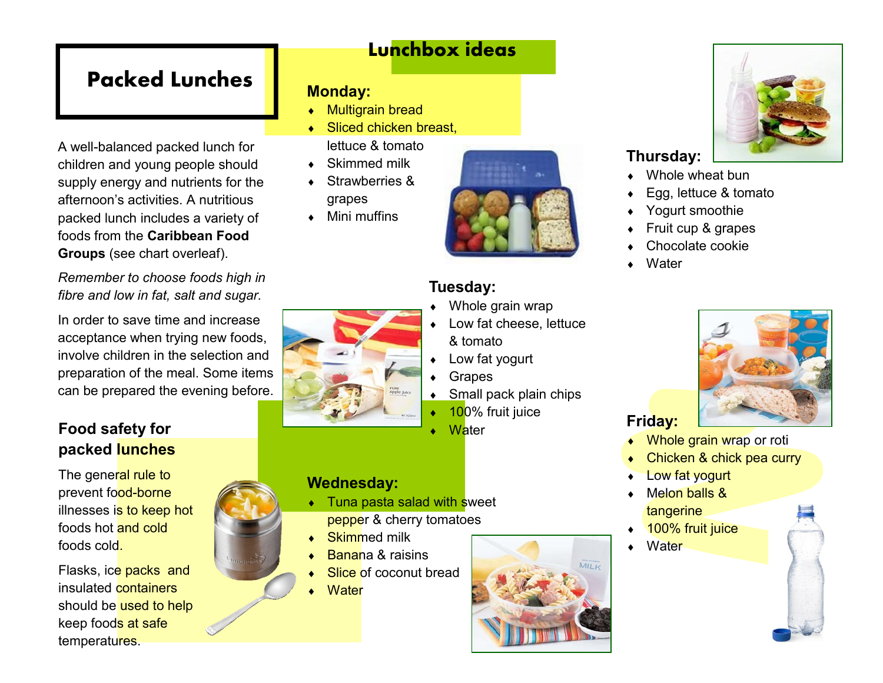# Packed Lunches

A well-balanced packed lunch for children and young people should supply energy and nutrients for the afternoon's activities. A nutritious packed lunch includes a variety of foods from the **Caribbean Food Groups** (see chart overleaf).

*Remember to choose foods high in fibre and low in fat, salt and sugar.*

In order to save time and increase acceptance when trying new foods, involve children in the selection and preparation of the meal. Some items can be prepared the evening before.

## Food safety for packed lunches

The general rule to prevent food-borne illnesses is to keep hot foods hot and cold foods cold.

Flasks, ice packs and insulated containers should be used to help keep foods at safe temperatures.

## Lunchbox ideas

### Monday:

- Multigrain bread
- Sliced chicken breast, lettuce & tomato
- Skimmed milk
- Strawberries & grapes
- Mini muffins

### Tuesday:

- Whole grain wrap
- Low fat cheese, lettuce & tomato
- Low fat yogurt
- Grapes
- Small pack plain chips
- 100% fruit juice
- Water

### Wednesday:

- Tuna pasta salad with sweet pepper & cherry tomatoes
- Skimmed milk
- Banana & raisins
- Slice of coconut bread
- Water

### Thursday:

- Whole wheat bun
- Egg, lettuce & tomato
- Yogurt smoothie
- Fruit cup & grapes
- Chocolate cookie
- Water

### Friday:

- Whole grain wrap or roti
- Chicken & chick pea curry
- Low fat yogurt
- Melon balls & tangerine
- 100% fruit juice
- Water